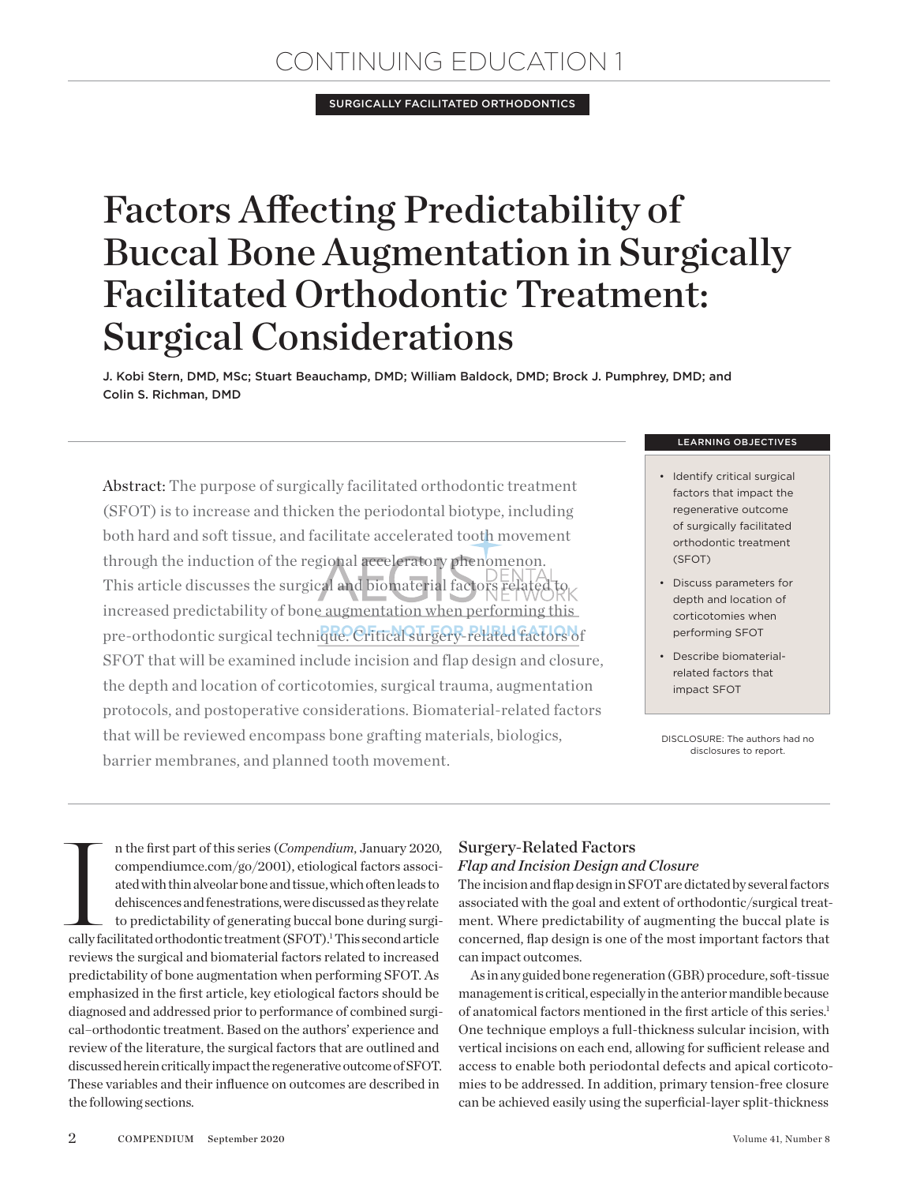CONTINUING EDUCATION 1

SURGICALLY FACILITATED ORTHODONTICS

# Factors Affecting Predictability of Buccal Bone Augmentation in Surgically Facilitated Orthodontic Treatment: Surgical Considerations

J. Kobi Stern, DMD, MSc; Stuart Beauchamp, DMD; William Baldock, DMD; Brock J. Pumphrey, DMD; and Colin S. Richman, DMD

**Abstract:** The purpose of surgically facilitated orthodontic treatment (SFOT) is to increase and thicken the periodontal biotype, including both hard and soft tissue, and facilitate accelerated tooth movement through the induction of the regional acceleratory phenomenon. This article discusses the surgical and biomaterial factors related to increased predictability of bone augmentation when performing this pre-orthodontic surgical technique. Critical surgery-related factors of SFOT that will be examined include incision and flap design and closure, the depth and location of corticotomies, surgical trauma, augmentation protocols, and postoperative considerations. Biomaterial-related factors that will be reviewed encompass bone grafting materials, biologics, barrier membranes, and planned tooth movement.

**LEARNING OBJECTIVES**

- Identify critical surgical factors that impact the regenerative outcome of surgically facilitated orthodontic treatment (SFOT)
- Discuss parameters for depth and location of corticotomies when performing SFOT
- Describe biomaterial-related factors that impact SFOT

DISCLOSURE: The authors had no disclosures to report.

In the first part of this series (*Compendium*, January 2020, compendiumce.com/go/2001), etiological factors associated with thin alveolar bone and tissue, which often leads to dehiscences and fenestrations, were discussed as they relate to predictability of generating buccal bone during surgically facilitated orthodontic treatment (SFOT).[1] This second article reviews the surgical and biomaterial factors related to increased predictability of bone augmentation when performing SFOT. As emphasized in the first article, key etiological factors should be diagnosed and addressed prior to performance of combined surgical–orthodontic treatment. Based on the authors' experience and review of the literature, the surgical factors that are outlined and discussed herein critically impact the regenerative outcome of SFOT. These variables and their influence on outcomes are described in the following sections.

## Surgery-Related Factors

### *Flap and Incision Design and Closure*

The incision and flap design in SFOT are dictated by several factors associated with the goal and extent of orthodontic/surgical treatment. Where predictability of augmenting the buccal plate is concerned, flap design is one of the most important factors that can impact outcomes.

As in any guided bone regeneration (GBR) procedure, soft-tissue management is critical, especially in the anterior mandible because of anatomical factors mentioned in the first article of this series.[1] One technique employs a full-thickness sulcular incision, with vertical incisions on each end, allowing for sufficient release and access to enable both periodontal defects and apical corticotomies to be addressed. In addition, primary tension-free closure can be achieved easily using the superficial-layer split-thickness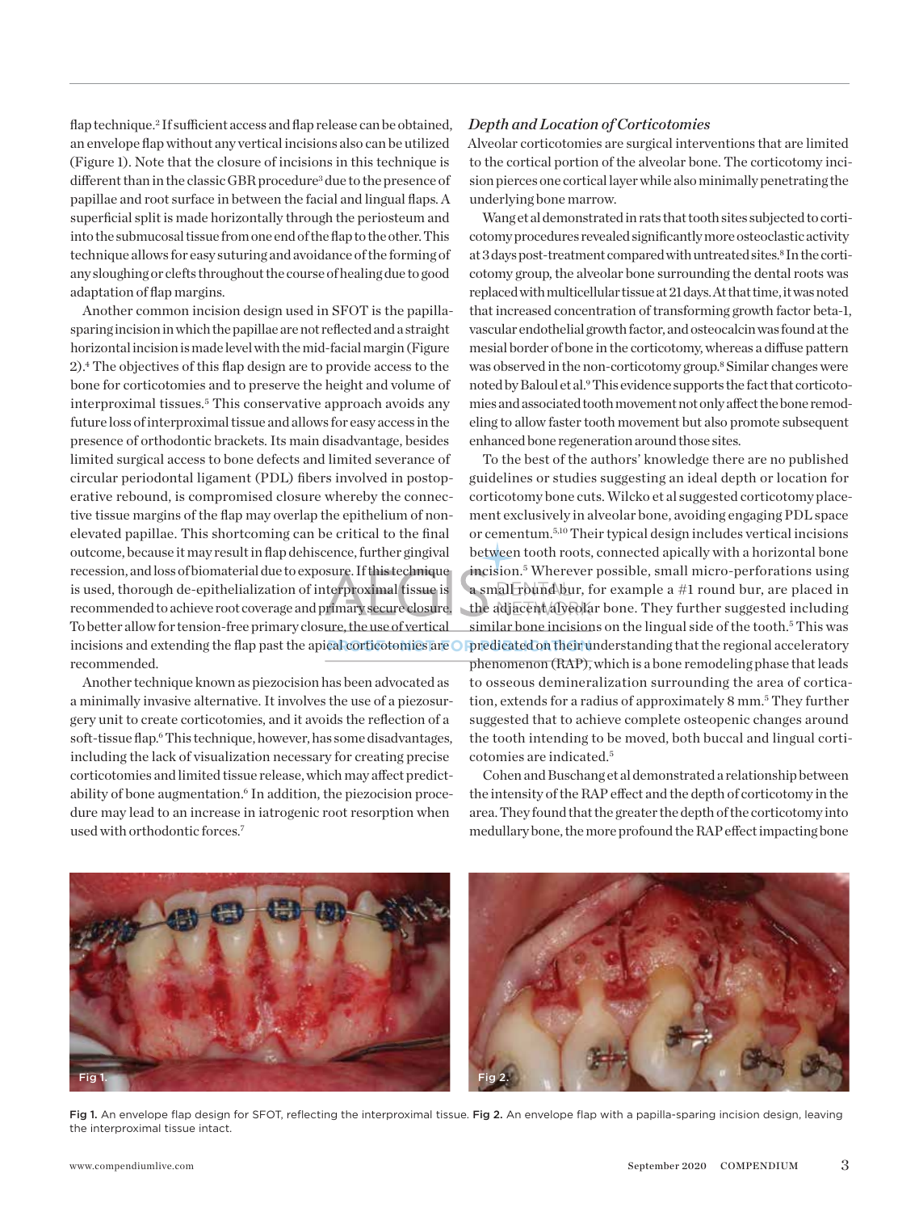flap technique.[2] If sufficient access and flap release can be obtained, an envelope flap without any vertical incisions also can be utilized (Figure 1). Note that the closure of incisions in this technique is different than in the classic GBR procedure[3] due to the presence of papillae and root surface in between the facial and lingual flaps. A superficial split is made horizontally through the periosteum and into the submucosal tissue from one end of the flap to the other. This technique allows for easy suturing and avoidance of the forming of any sloughing or clefts throughout the course of healing due to good adaptation of flap margins.

Another common incision design used in SFOT is the papilla-sparing incision in which the papillae are not reflected and a straight horizontal incision is made level with the mid-facial margin (Figure 2).[4] The objectives of this flap design are to provide access to the bone for corticotomies and to preserve the height and volume of interproximal tissues.[5] This conservative approach avoids any future loss of interproximal tissue and allows for easy access in the presence of orthodontic brackets. Its main disadvantage, besides limited surgical access to bone defects and limited severance of circular periodontal ligament (PDL) fibers involved in postoperative rebound, is compromised closure whereby the connective tissue margins of the flap may overlap the epithelium of non-elevated papillae. This shortcoming can be critical to the final outcome, because it may result in flap dehiscence, further gingival recession, and loss of biomaterial due to exposure. If this technique is used, thorough de-epithelialization of interproximal tissue is recommended to achieve root coverage and primary secure closure. To better allow for tension-free primary closure, the use of vertical incisions and extending the flap past the apical corticotomies are recommended.

Another technique known as piezocision has been advocated as a minimally invasive alternative. It involves the use of a piezosurgery unit to create corticotomies, and it avoids the reflection of a soft-tissue flap.[6] This technique, however, has some disadvantages, including the lack of visualization necessary for creating precise corticotomies and limited tissue release, which may affect predictability of bone augmentation.[6] In addition, the piezocision procedure may lead to an increase in iatrogenic root resorption when used with orthodontic forces.[7]

### *Depth and Location of Corticotomies*

Alveolar corticotomies are surgical interventions that are limited to the cortical portion of the alveolar bone. The corticotomy incision pierces one cortical layer while also minimally penetrating the underlying bone marrow.

Wang et al demonstrated in rats that tooth sites subjected to corticotomy procedures revealed significantly more osteoclastic activity at 3 days post-treatment compared with untreated sites.[8] In the corticotomy group, the alveolar bone surrounding the dental roots was replaced with multicellular tissue at 21 days. At that time, it was noted that increased concentration of transforming growth factor beta-1, vascular endothelial growth factor, and osteocalcin was found at the mesial border of bone in the corticotomy, whereas a diffuse pattern was observed in the non-corticotomy group.[8] Similar changes were noted by Baloul et al.[9] This evidence supports the fact that corticotomies and associated tooth movement not only affect the bone remodeling to allow faster tooth movement but also promote subsequent enhanced bone regeneration around those sites.

To the best of the authors' knowledge there are no published guidelines or studies suggesting an ideal depth or location for corticotomy bone cuts. Wilcko et al suggested corticotomy placement exclusively in alveolar bone, avoiding engaging PDL space or cementum.[5,10] Their typical design includes vertical incisions between tooth roots, connected apically with a horizontal bone incision.[5] Wherever possible, small micro-perforations using a small round bur, for example a #1 round bur, are placed in the adjacent alveolar bone. They further suggested including similar bone incisions on the lingual side of the tooth.[5] This was predicated on their understanding that the regional acceleratory phenomenon (RAP), which is a bone remodeling phase that leads to osseous demineralization surrounding the area of corticotion, extends for a radius of approximately 8 mm.[5] They further suggested that to achieve complete osteopenic changes around the tooth intending to be moved, both buccal and lingual corticotomies are indicated.[5]

Cohen and Buschang et al demonstrated a relationship between the intensity of the RAP effect and the depth of corticotomy in the area. They found that the greater the depth of the corticotomy into medullary bone, the more profound the RAP effect impacting bone

**Fig 1.** An envelope flap design for SFOT, reflecting the interproximal tissue. **Fig 2.** An envelope flap with a papilla-sparing incision design, leaving the interproximal tissue intact.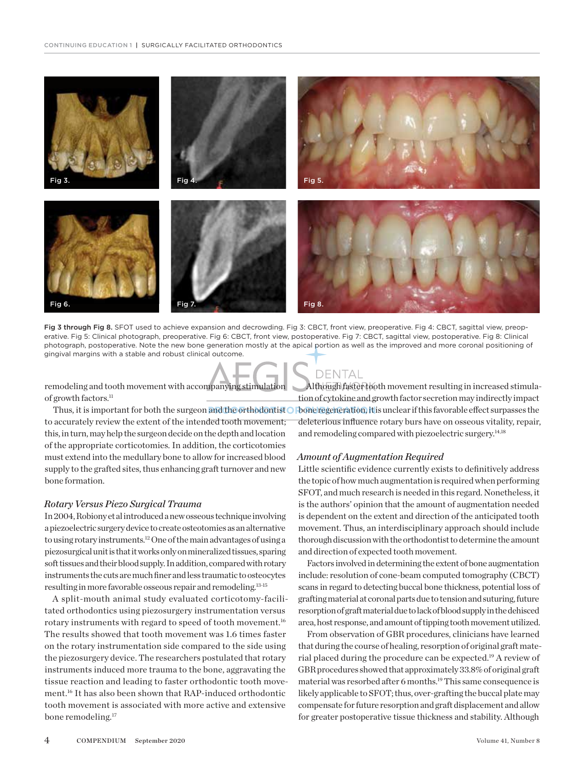Fig 3 through Fig 8. SFOT used to achieve expansion and decrowding. Fig 3: CBCT, front view, preoperative. Fig 4: CBCT, sagittal view, preoperative. Fig 5: Clinical photograph, preoperative. Fig 6: CBCT, front view, postoperative. Fig 7: CBCT, sagittal view, postoperative. Fig 8: Clinical photograph, postoperative. Note the new bone generation mostly at the apical portion as well as the improved and more coronal positioning of gingival margins with a stable and robust clinical outcome.

remodeling and tooth movement with accompanying stimulation of growth factors.[11]

Thus, it is important for both the surgeon and the orthodontist to accurately review the extent of the intended tooth movement; this, in turn, may help the surgeon decide on the depth and location of the appropriate corticotomies. In addition, the corticotomies must extend into the medullary bone to allow for increased blood supply to the grafted sites, thus enhancing graft turnover and new bone formation.

### *Rotary Versus Piezo Surgical Trauma*

In 2004, Robiony et al introduced a new osseous technique involving a piezoelectric surgery device to create osteotomies as an alternative to using rotary instruments.[12] One of the main advantages of using a piezosurgical unit is that it works only on mineralized tissues, sparing soft tissues and their blood supply. In addition, compared with rotary instruments the cuts are much finer and less traumatic to osteocytes resulting in more favorable osseous repair and remodeling.[13-15]

A split-mouth animal study evaluated corticotomy-facilitated orthodontics using piezosurgery instrumentation versus rotary instruments with regard to speed of tooth movement.[16] The results showed that tooth movement was 1.6 times faster on the rotary instrumentation side compared to the side using the piezosurgery device. The researchers postulated that rotary instruments induced more trauma to the bone, aggravating the tissue reaction and leading to faster orthodontic tooth movement.[16] It has also been shown that RAP-induced orthodontic tooth movement is associated with more active and extensive bone remodeling.[17]

Although faster tooth movement resulting in increased stimulation of cytokine and growth factor secretion may indirectly impact bone regeneration, it is unclear if this favorable effect surpasses the deleterious influence rotary burs have on osseous vitality, repair, and remodeling compared with piezoelectric surgery.[14,18]

### *Amount of Augmentation Required*

Little scientific evidence currently exists to definitively address the topic of how much augmentation is required when performing SFOT, and much research is needed in this regard. Nonetheless, it is the authors' opinion that the amount of augmentation needed is dependent on the extent and direction of the anticipated tooth movement. Thus, an interdisciplinary approach should include thorough discussion with the orthodontist to determine the amount and direction of expected tooth movement.

Factors involved in determining the extent of bone augmentation include: resolution of cone-beam computed tomography (CBCT) scans in regard to detecting buccal bone thickness, potential loss of grafting material at coronal parts due to tension and suturing, future resorption of graft material due to lack of blood supply in the dehisced area, host response, and amount of tipping tooth movement utilized.

From observation of GBR procedures, clinicians have learned that during the course of healing, resorption of original graft material placed during the procedure can be expected.[19] A review of GBR procedures showed that approximately 33.8% of original graft material was resorbed after 6 months.[19] This same consequence is likely applicable to SFOT; thus, over-grafting the buccal plate may compensate for future resorption and graft displacement and allow for greater postoperative tissue thickness and stability. Although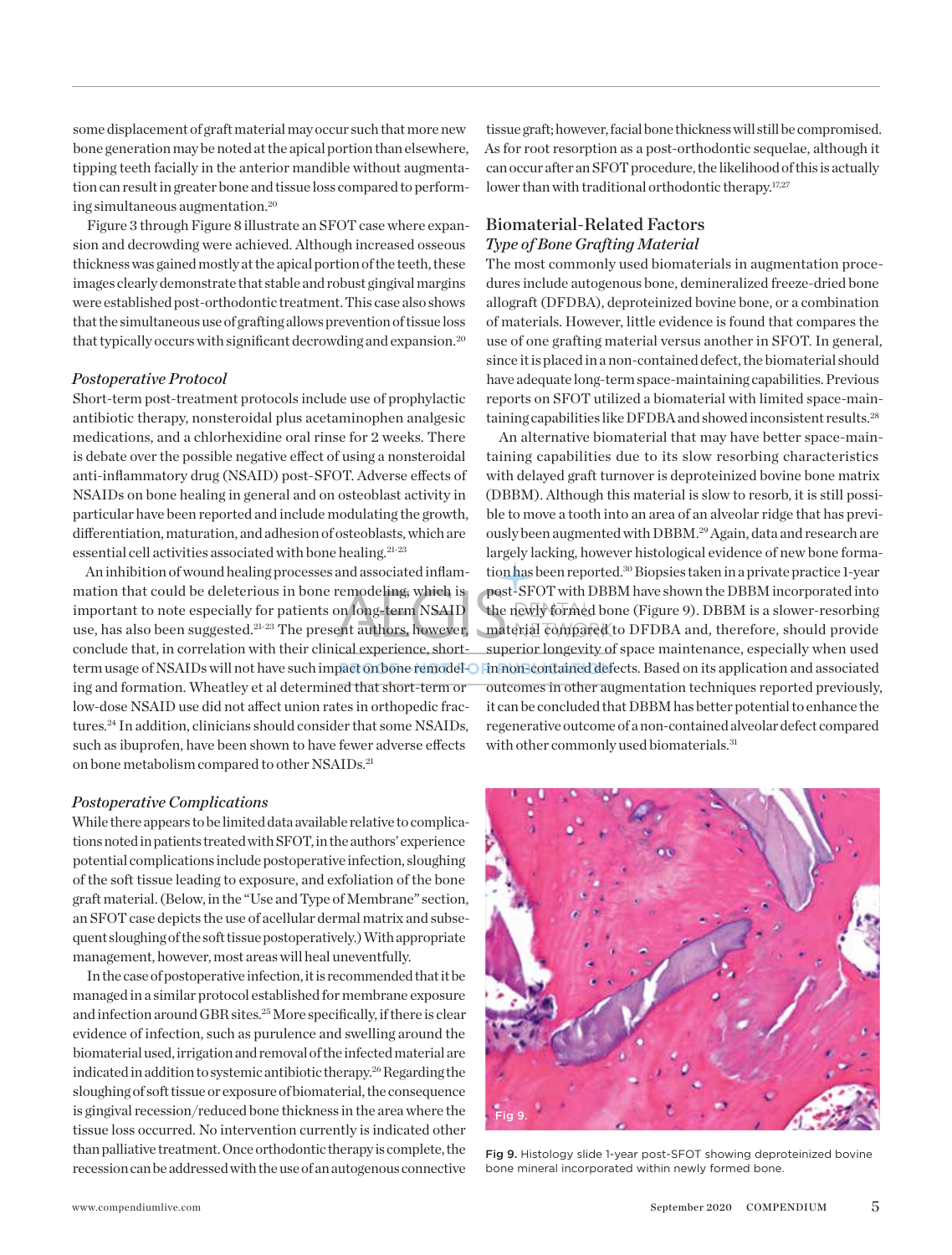some displacement of graft material may occur such that more new bone generation may be noted at the apical portion than elsewhere, tipping teeth facially in the anterior mandible without augmentation can result in greater bone and tissue loss compared to performing simultaneous augmentation.[20]

Figure 3 through Figure 8 illustrate an SFOT case where expansion and decrowding were achieved. Although increased osseous thickness was gained mostly at the apical portion of the teeth, these images clearly demonstrate that stable and robust gingival margins were established post-orthodontic treatment. This case also shows that the simultaneous use of grafting allows prevention of tissue loss that typically occurs with significant decrowding and expansion.[20]

### *Postoperative Protocol*

Short-term post-treatment protocols include use of prophylactic antibiotic therapy, nonsteroidal plus acetaminophen analgesic medications, and a chlorhexidine oral rinse for 2 weeks. There is debate over the possible negative effect of using a nonsteroidal anti-inflammatory drug (NSAID) post-SFOT. Adverse effects of NSAIDs on bone healing in general and on osteoblast activity in particular have been reported and include modulating the growth, differentiation, maturation, and adhesion of osteoblasts, which are essential cell activities associated with bone healing.[21-23]

An inhibition of wound healing processes and associated inflammation that could be deleterious in bone remodeling, which is important to note especially for patients on long-term NSAID use, has also been suggested.[21-23] The present authors, however, conclude that, in correlation with their clinical experience, short-term usage of NSAIDs will not have such impact on bone remodeling and formation. Wheatley et al determined that short-term or low-dose NSAID use did not affect union rates in orthopedic fractures.[24] In addition, clinicians should consider that some NSAIDs, such as ibuprofen, have been shown to have fewer adverse effects on bone metabolism compared to other NSAIDs.[21]

### *Postoperative Complications*

While there appears to be limited data available relative to complications noted in patients treated with SFOT, in the authors' experience potential complications include postoperative infection, sloughing of the soft tissue leading to exposure, and exfoliation of the bone graft material. (Below, in the "Use and Type of Membrane" section, an SFOT case depicts the use of acellular dermal matrix and subsequent sloughing of the soft tissue postoperatively.) With appropriate management, however, most areas will heal uneventfully.

In the case of postoperative infection, it is recommended that it be managed in a similar protocol established for membrane exposure and infection around GBR sites.[25] More specifically, if there is clear evidence of infection, such as purulence and swelling around the biomaterial used, irrigation and removal of the infected material are indicated in addition to systemic antibiotic therapy.[26] Regarding the sloughing of soft tissue or exposure of biomaterial, the consequence is gingival recession/reduced bone thickness in the area where the tissue loss occurred. No intervention currently is indicated other than palliative treatment. Once orthodontic therapy is complete, the recession can be addressed with the use of an autogenous connective tissue graft; however, facial bone thickness will still be compromised. As for root resorption as a post-orthodontic sequelae, although it can occur after an SFOT procedure, the likelihood of this is actually lower than with traditional orthodontic therapy.[17,27]

## Biomaterial-Related Factors

### *Type of Bone Grafting Material*

The most commonly used biomaterials in augmentation procedures include autogenous bone, demineralized freeze-dried bone allograft (DFDBA), deproteinized bovine bone, or a combination of materials. However, little evidence is found that compares the use of one grafting material versus another in SFOT. In general, since it is placed in a non-contained defect, the biomaterial should have adequate long-term space-maintaining capabilities. Previous reports on SFOT utilized a biomaterial with limited space-maintaining capabilities like DFDBA and showed inconsistent results.[28]

An alternative biomaterial that may have better space-maintaining capabilities due to its slow resorbing characteristics with delayed graft turnover is deproteinized bovine bone matrix (DBBM). Although this material is slow to resorb, it is still possible to move a tooth into an area of an alveolar ridge that has previously been augmented with DBBM.[29] Again, data and research are largely lacking, however histological evidence of new bone formation has been reported.[30] Biopsies taken in a private practice 1-year post-SFOT with DBBM have shown the DBBM incorporated into the newly formed bone (Figure 9). DBBM is a slower-resorbing material compared to DFDBA and, therefore, should provide superior longevity of space maintenance, especially when used in non-contained defects. Based on its application and associated outcomes in other augmentation techniques reported previously, it can be concluded that DBBM has better potential to enhance the regenerative outcome of a non-contained alveolar defect compared with other commonly used biomaterials.[31]

Fig 9. Histology slide 1-year post-SFOT showing deproteinized bovine bone mineral incorporated within newly formed bone.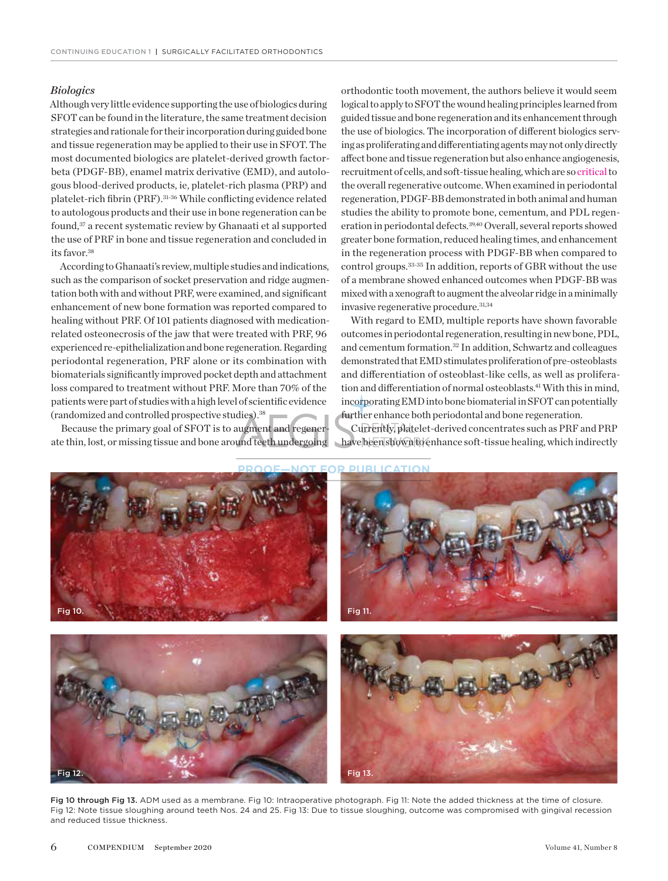### *Biologics*

Although very little evidence supporting the use of biologics during SFOT can be found in the literature, the same treatment decision strategies and rationale for their incorporation during guided bone and tissue regeneration may be applied to their use in SFOT. The most documented biologics are platelet-derived growth factor-beta (PDGF-BB), enamel matrix derivative (EMD), and autologous blood-derived products, ie, platelet-rich plasma (PRP) and platelet-rich fibrin (PRF).[31-36] While conflicting evidence related to autologous products and their use in bone regeneration can be found,[37] a recent systematic review by Ghanaati et al supported the use of PRF in bone and tissue regeneration and concluded in its favor.[38]

According to Ghanaati's review, multiple studies and indications, such as the comparison of socket preservation and ridge augmentation both with and without PRF, were examined, and significant enhancement of new bone formation was reported compared to healing without PRF. Of 101 patients diagnosed with medication-related osteonecrosis of the jaw that were treated with PRF, 96 experienced re-epithelialization and bone regeneration. Regarding periodontal regeneration, PRF alone or its combination with biomaterials significantly improved pocket depth and attachment loss compared to treatment without PRF. More than 70% of the patients were part of studies with a high level of scientific evidence (randomized and controlled prospective studies).[38]

Because the primary goal of SFOT is to augment and regenerate thin, lost, or missing tissue and bone around teeth undergoing orthodontic tooth movement, the authors believe it would seem logical to apply to SFOT the wound healing principles learned from guided tissue and bone regeneration and its enhancement through the use of biologics. The incorporation of different biologics serving as proliferating and differentiating agents may not only directly affect bone and tissue regeneration but also enhance angiogenesis, recruitment of cells, and soft-tissue healing, which are so critical to the overall regenerative outcome. When examined in periodontal regeneration, PDGF-BB demonstrated in both animal and human studies the ability to promote bone, cementum, and PDL regeneration in periodontal defects.[39,40] Overall, several reports showed greater bone formation, reduced healing times, and enhancement in the regeneration process with PDGF-BB when compared to control groups.[33-35] In addition, reports of GBR without the use of a membrane showed enhanced outcomes when PDGF-BB was mixed with a xenograft to augment the alveolar ridge in a minimally invasive regenerative procedure.[31,34]

With regard to EMD, multiple reports have shown favorable outcomes in periodontal regeneration, resulting in new bone, PDL, and cementum formation.[32] In addition, Schwartz and colleagues demonstrated that EMD stimulates proliferation of pre-osteoblasts and differentiation of osteoblast-like cells, as well as proliferation and differentiation of normal osteoblasts.[41] With this in mind, incorporating EMD into bone biomaterial in SFOT can potentially further enhance both periodontal and bone regeneration.

Currently, platelet-derived concentrates such as PRF and PRP have been shown to enhance soft-tissue healing, which indirectly

Fig 10 through Fig 13. ADM used as a membrane. Fig 10: Intraoperative photograph. Fig 11: Note the added thickness at the time of closure. Fig 12: Note tissue sloughing around teeth Nos. 24 and 25. Fig 13: Due to tissue sloughing, outcome was compromised with gingival recession and reduced tissue thickness.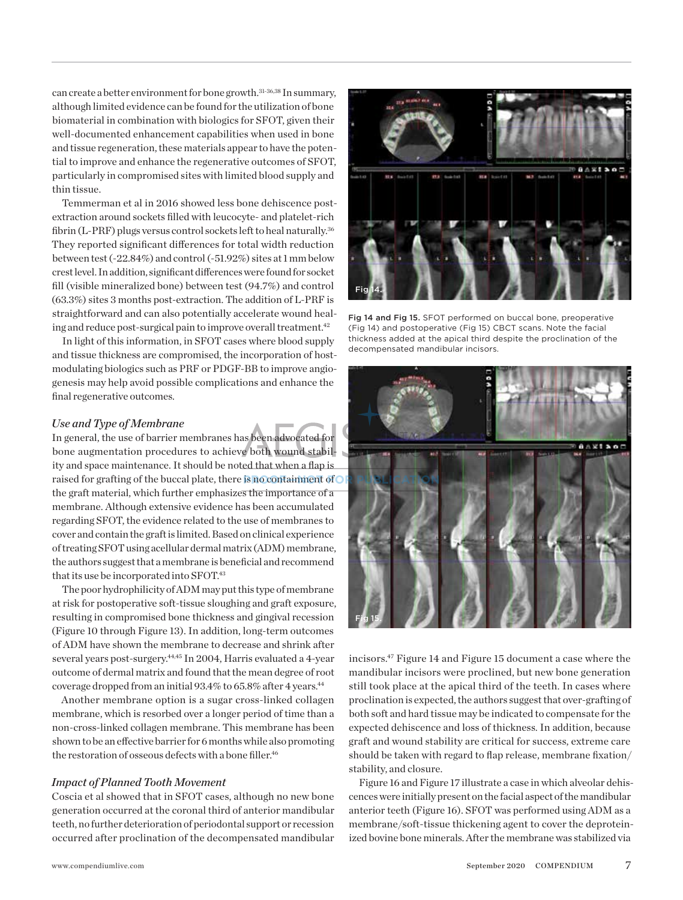can create a better environment for bone growth.[31-36,38] In summary, although limited evidence can be found for the utilization of bone biomaterial in combination with biologics for SFOT, given their well-documented enhancement capabilities when used in bone and tissue regeneration, these materials appear to have the potential to improve and enhance the regenerative outcomes of SFOT, particularly in compromised sites with limited blood supply and thin tissue.

Temmerman et al in 2016 showed less bone dehiscence post-extraction around sockets filled with leucocyte- and platelet-rich fibrin (L-PRF) plugs versus control sockets left to heal naturally.[36] They reported significant differences for total width reduction between test (-22.84%) and control (-51.92%) sites at 1 mm below crest level. In addition, significant differences were found for socket fill (visible mineralized bone) between test (94.7%) and control (63.3%) sites 3 months post-extraction. The addition of L-PRF is straightforward and can also potentially accelerate wound healing and reduce post-surgical pain to improve overall treatment.[42]

In light of this information, in SFOT cases where blood supply and tissue thickness are compromised, the incorporation of host-modulating biologics such as PRF or PDGF-BB to improve angiogenesis may help avoid possible complications and enhance the final regenerative outcomes.

### *Use and Type of Membrane*

In general, the use of barrier membranes has been advocated for bone augmentation procedures to achieve both wound stability and space maintenance. It should be noted that when a flap is raised for grafting of the buccal plate, there is no containment of the graft material, which further emphasizes the importance of a membrane. Although extensive evidence has been accumulated regarding SFOT, the evidence related to the use of membranes to cover and contain the graft is limited. Based on clinical experience of treating SFOT using acellular dermal matrix (ADM) membrane, the authors suggest that a membrane is beneficial and recommend that its use be incorporated into SFOT.[43]

The poor hydrophilicity of ADM may put this type of membrane at risk for postoperative soft-tissue sloughing and graft exposure, resulting in compromised bone thickness and gingival recession (Figure 10 through Figure 13). In addition, long-term outcomes of ADM have shown the membrane to decrease and shrink after several years post-surgery.[44,45] In 2004, Harris evaluated a 4-year outcome of dermal matrix and found that the mean degree of root coverage dropped from an initial 93.4% to 65.8% after 4 years.[44]

Another membrane option is a sugar cross-linked collagen membrane, which is resorbed over a longer period of time than a non-cross-linked collagen membrane. This membrane has been shown to be an effective barrier for 6 months while also promoting the restoration of osseous defects with a bone filler.[46]

### *Impact of Planned Tooth Movement*

Coscia et al showed that in SFOT cases, although no new bone generation occurred at the coronal third of anterior mandibular teeth, no further deterioration of periodontal support or recession occurred after proclination of the decompensated mandibular incisors.[47] Figure 14 and Figure 15 document a case where the mandibular incisors were proclined, but new bone generation still took place at the apical third of the teeth. In cases where proclination is expected, the authors suggest that over-grafting of both soft and hard tissue may be indicated to compensate for the expected dehiscence and loss of thickness. In addition, because graft and wound stability are critical for success, extreme care should be taken with regard to flap release, membrane fixation/stability, and closure.

Fig 14 and Fig 15. SFOT performed on buccal bone, preoperative (Fig 14) and postoperative (Fig 15) CBCT scans. Note the facial thickness added at the apical third despite the proclination of the decompensated mandibular incisors.

Figure 16 and Figure 17 illustrate a case in which alveolar dehiscences were initially present on the facial aspect of the mandibular anterior teeth (Figure 16). SFOT was performed using ADM as a membrane/soft-tissue thickening agent to cover the deproteinized bovine bone minerals. After the membrane was stabilized via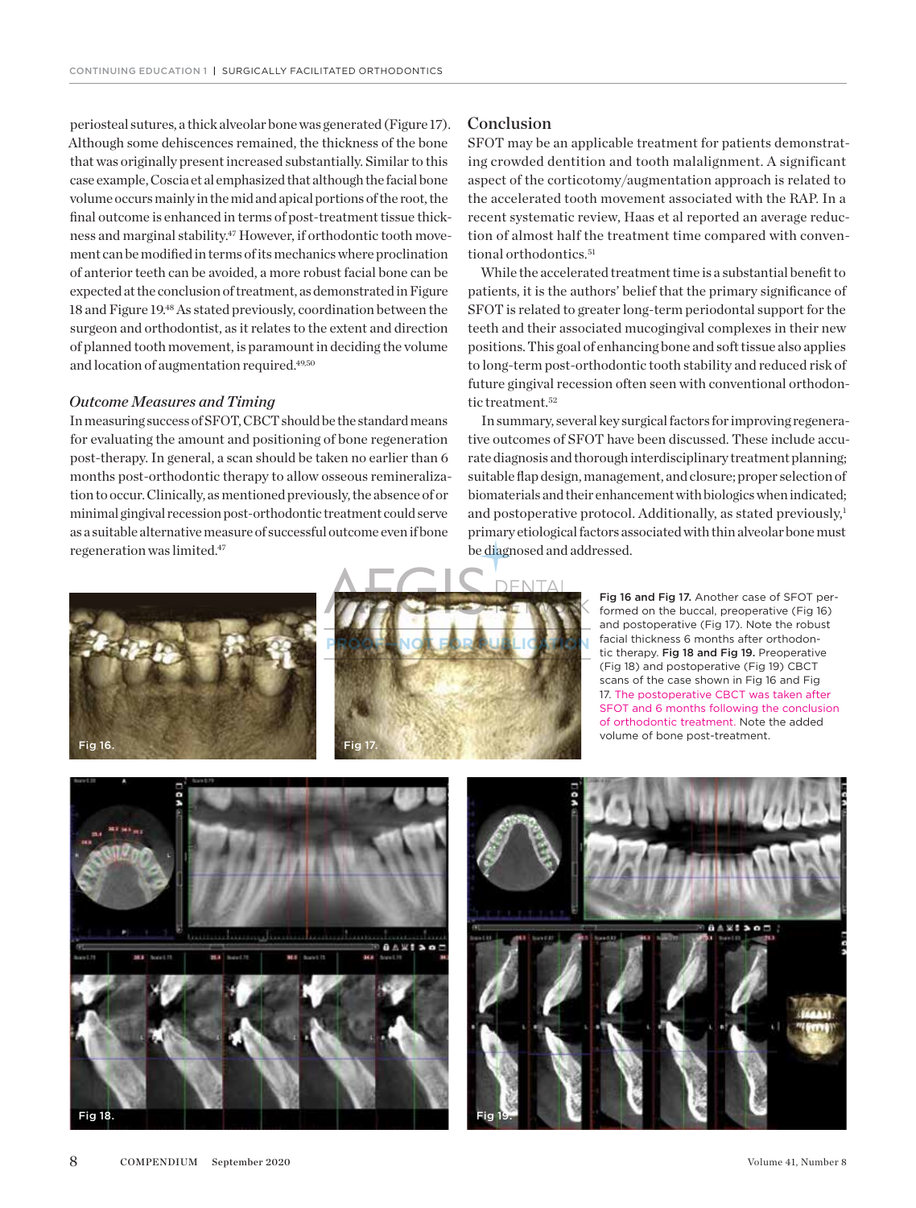periosteal sutures, a thick alveolar bone was generated (Figure 17). Although some dehiscences remained, the thickness of the bone that was originally present increased substantially. Similar to this case example, Coscia et al emphasized that although the facial bone volume occurs mainly in the mid and apical portions of the root, the final outcome is enhanced in terms of post-treatment tissue thickness and marginal stability.[47] However, if orthodontic tooth movement can be modified in terms of its mechanics where proclination of anterior teeth can be avoided, a more robust facial bone can be expected at the conclusion of treatment, as demonstrated in Figure 18 and Figure 19.[48] As stated previously, coordination between the surgeon and orthodontist, as it relates to the extent and direction of planned tooth movement, is paramount in deciding the volume and location of augmentation required.[49,50]

### *Outcome Measures and Timing*

In measuring success of SFOT, CBCT should be the standard means for evaluating the amount and positioning of bone regeneration post-therapy. In general, a scan should be taken no earlier than 6 months post-orthodontic therapy to allow osseous remineralization to occur. Clinically, as mentioned previously, the absence of or minimal gingival recession post-orthodontic treatment could serve as a suitable alternative measure of successful outcome even if bone regeneration was limited.[47]

## Conclusion

SFOT may be an applicable treatment for patients demonstrating crowded dentition and tooth malalignment. A significant aspect of the corticotomy/augmentation approach is related to the accelerated tooth movement associated with the RAP. In a recent systematic review, Haas et al reported an average reduction of almost half the treatment time compared with conventional orthodontics.[51]

While the accelerated treatment time is a substantial benefit to patients, it is the authors' belief that the primary significance of SFOT is related to greater long-term periodontal support for the teeth and their associated mucogingival complexes in their new positions. This goal of enhancing bone and soft tissue also applies to long-term post-orthodontic tooth stability and reduced risk of future gingival recession often seen with conventional orthodontic treatment.[52]

In summary, several key surgical factors for improving regenerative outcomes of SFOT have been discussed. These include accurate diagnosis and thorough interdisciplinary treatment planning; suitable flap design, management, and closure; proper selection of biomaterials and their enhancement with biologics when indicated; and postoperative protocol. Additionally, as stated previously,[1] primary etiological factors associated with thin alveolar bone must be diagnosed and addressed.

**Fig 16 and Fig 17.** Another case of SFOT performed on the buccal, preoperative (Fig 16) and postoperative (Fig 17). Note the robust facial thickness 6 months after orthodontic therapy. **Fig 18 and Fig 19.** Preoperative (Fig 18) and postoperative (Fig 19) CBCT scans of the case shown in Fig 16 and Fig 17. The postoperative CBCT was taken after SFOT and 6 months following the conclusion of orthodontic treatment. Note the added volume of bone post-treatment.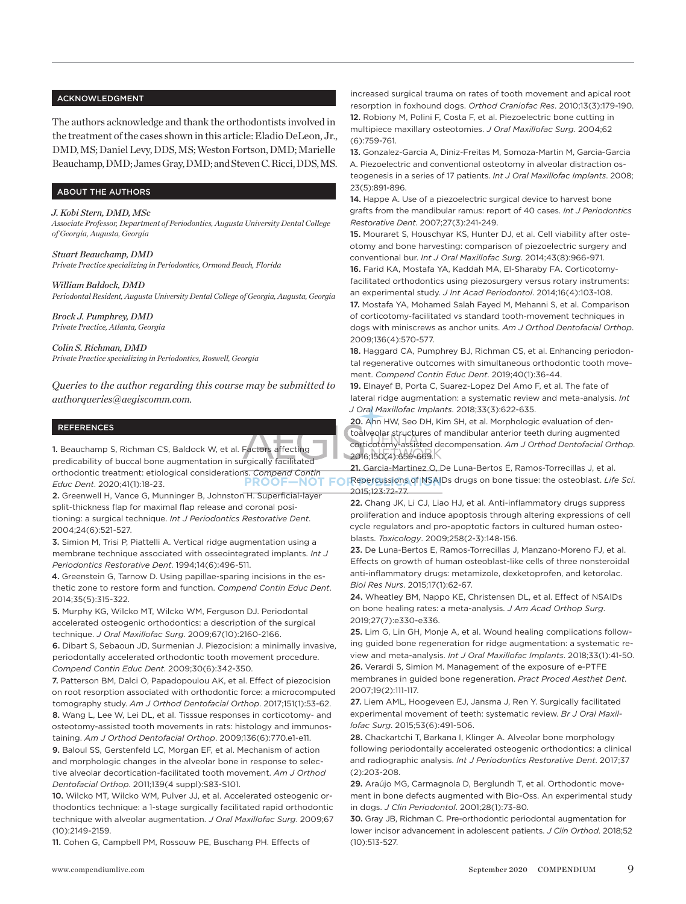## ACKNOWLEDGMENT

The authors acknowledge and thank the orthodontists involved in the treatment of the cases shown in this article: Eladio DeLeon, Jr., DMD, MS; Daniel Levy, DDS, MS; Weston Fortson, DMD; Marielle Beauchamp, DMD; James Gray, DMD; and Steven C. Ricci, DDS, MS.

## ABOUT THE AUTHORS

***J. Kobi Stern, DMD, MSc***
*Associate Professor, Department of Periodontics, Augusta University Dental College of Georgia, Augusta, Georgia*

***Stuart Beauchamp, DMD***
*Private Practice specializing in Periodontics, Ormond Beach, Florida*

***William Baldock, DMD***
*Periodontal Resident, Augusta University Dental College of Georgia, Augusta, Georgia*

***Brock J. Pumphrey, DMD***
*Private Practice, Atlanta, Georgia*

***Colin S. Richman, DMD***
*Private Practice specializing in Periodontics, Roswell, Georgia*

*Queries to the author regarding this course may be submitted to authorqueries@aegiscomm.com.*

## REFERENCES

**1.** Beauchamp S, Richman CS, Baldock W, et al. Factors affecting predicability of buccal bone augmentation in surgically facilitated orthodontic treatment: etiological considerations. *Compend Contin Educ Dent*. 2020;41(1):18-23.

**2.** Greenwell H, Vance G, Munninger B, Johnston H. Superficial-layer split-thickness flap for maximal flap release and coronal positioning: a surgical technique. *Int J Periodontics Restorative Dent*. 2004;24(6):521-527.

**3.** Simion M, Trisi P, Piattelli A. Vertical ridge augmentation using a membrane technique associated with osseointegrated implants. *Int J Periodontics Restorative Dent*. 1994;14(6):496-511.

**4.** Greenstein G, Tarnow D. Using papillae-sparing incisions in the esthetic zone to restore form and function. *Compend Contin Educ Dent*. 2014;35(5):315-322.

**5.** Murphy KG, Wilcko MT, Wilcko WM, Ferguson DJ. Periodontal accelerated osteogenic orthodontics: a description of the surgical technique. *J Oral Maxillofac Surg*. 2009;67(10):2160-2166.

**6.** Dibart S, Sebaoun JD, Surmenian J. Piezocision: a minimally invasive, periodontally accelerated orthodontic tooth movement procedure. *Compend Contin Educ Dent*. 2009;30(6):342-350.

**7.** Patterson BM, Dalci O, Papadopoulou AK, et al. Effect of piezocision on root resorption associated with orthodontic force: a microcomputed tomography study. *Am J Orthod Dentofacial Orthop*. 2017;151(1):53-62.

**8.** Wang L, Lee W, Lei DL, et al. Tisssue responses in corticotomy- and osteotomy-assisted tooth movements in rats: histology and immunostaining. *Am J Orthod Dentofacial Orthop*. 2009;136(6):770.e1-e11.

**9.** Baloul SS, Gerstenfeld LC, Morgan EF, et al. Mechanism of action and morphologic changes in the alveolar bone in response to selective alveolar decortication-facilitated tooth movement. *Am J Orthod Dentofacial Orthop*. 2011;139(4 suppl):S83-S101.

**10.** Wilcko MT, Wilcko WM, Pulver JJ, et al. Accelerated osteogenic orthodontics technique: a 1-stage surgically facilitated rapid orthodontic technique with alveolar augmentation. *J Oral Maxillofac Surg*. 2009;67(10):2149-2159.

**11.** Cohen G, Campbell PM, Rossouw PE, Buschang PH. Effects of increased surgical trauma on rates of tooth movement and apical root resorption in foxhound dogs. *Orthod Craniofac Res*. 2010;13(3):179-190.

**12.** Robiony M, Polini F, Costa F, et al. Piezoelectric bone cutting in multipiece maxillary osteotomies. *J Oral Maxillofac Surg*. 2004;62(6):759-761.

**13.** Gonzalez-Garcia A, Diniz-Freitas M, Somoza-Martin M, Garcia-Garcia A. Piezoelectric and conventional osteotomy in alveolar distraction osteogenesis in a series of 17 patients. *Int J Oral Maxillofac Implants*. 2008;23(5):891-896.

**14.** Happe A. Use of a piezoelectric surgical device to harvest bone grafts from the mandibular ramus: report of 40 cases. *Int J Periodontics Restorative Dent*. 2007;27(3):241-249.

**15.** Mouraret S, Houschyar KS, Hunter DJ, et al. Cell viability after osteotomy and bone harvesting: comparison of piezoelectric surgery and conventional bur. *Int J Oral Maxillofac Surg*. 2014;43(8):966-971.

**16.** Farid KA, Mostafa YA, Kaddah MA, El-Sharaby FA. Corticotomy-facilitated orthodontics using piezosurgery versus rotary instruments: an experimental study. *J Int Acad Periodontol*. 2014;16(4):103-108.

**17.** Mostafa YA, Mohamed Salah Fayed M, Mehanni S, et al. Comparison of corticotomy-facilitated vs standard tooth-movement techniques in dogs with miniscrews as anchor units. *Am J Orthod Dentofacial Orthop*. 2009;136(4):570-577.

**18.** Haggard CA, Pumphrey BJ, Richman CS, et al. Enhancing periodontal regenerative outcomes with simultaneous orthodontic tooth movement. *Compend Contin Educ Dent*. 2019;40(1):36-44.

**19.** Elnayef B, Porta C, Suarez-Lopez Del Amo F, et al. The fate of lateral ridge augmentation: a systematic review and meta-analysis. *Int J Oral Maxillofac Implants*. 2018;33(3):622-635.

**20.** Ahn HW, Seo DH, Kim SH, et al. Morphologic evaluation of dentoalveolar structures of mandibular anterior teeth during augmented corticotomy-assisted decompensation. *Am J Orthod Dentofacial Orthop*. 2016;150(4):659-669.

**21.** Garcia-Martinez O, De Luna-Bertos E, Ramos-Torrecillas J, et al. Repercussions of NSAIDs drugs on bone tissue: the osteoblast. *Life Sci*. 2015;123:72-77.

**22.** Chang JK, Li CJ, Liao HJ, et al. Anti-inflammatory drugs suppress proliferation and induce apoptosis through altering expressions of cell cycle regulators and pro-apoptotic factors in cultured human osteoblasts. *Toxicology*. 2009;258(2-3):148-156.

**23.** De Luna-Bertos E, Ramos-Torrecillas J, Manzano-Moreno FJ, et al. Effects on growth of human osteoblast-like cells of three nonsteroidal anti-inflammatory drugs: metamizole, dexketoprofen, and ketorolac. *Biol Res Nurs*. 2015;17(1):62-67.

**24.** Wheatley BM, Nappo KE, Christensen DL, et al. Effect of NSAIDs on bone healing rates: a meta-analysis. *J Am Acad Orthop Surg*. 2019;27(7):e330-e336.

**25.** Lim G, Lin GH, Monje A, et al. Wound healing complications following guided bone regeneration for ridge augmentation: a systematic review and meta-analysis. *Int J Oral Maxillofac Implants*. 2018;33(1):41-50.

**26.** Verardi S, Simion M. Management of the exposure of e-PTFE membranes in guided bone regeneration. *Pract Proced Aesthet Dent*. 2007;19(2):111-117.

**27.** Liem AML, Hoogeveen EJ, Jansma J, Ren Y. Surgically facilitated experimental movement of teeth: systematic review. *Br J Oral Maxillofac Surg*. 2015;53(6):491-506.

**28.** Chackartchi T, Barkana I, Klinger A. Alveolar bone morphology following periodontally accelerated osteogenic orthodontics: a clinical and radiographic analysis. *Int J Periodontics Restorative Dent*. 2017;37(2):203-208.

**29.** Araújo MG, Carmagnola D, Berglundh T, et al. Orthodontic movement in bone defects augmented with Bio-Oss. An experimental study in dogs. *J Clin Periodontol*. 2001;28(1):73-80.

**30.** Gray JB, Richman C. Pre-orthodontic periodontal augmentation for lower incisor advancement in adolescent patients. *J Clin Orthod*. 2018;52(10):513-527.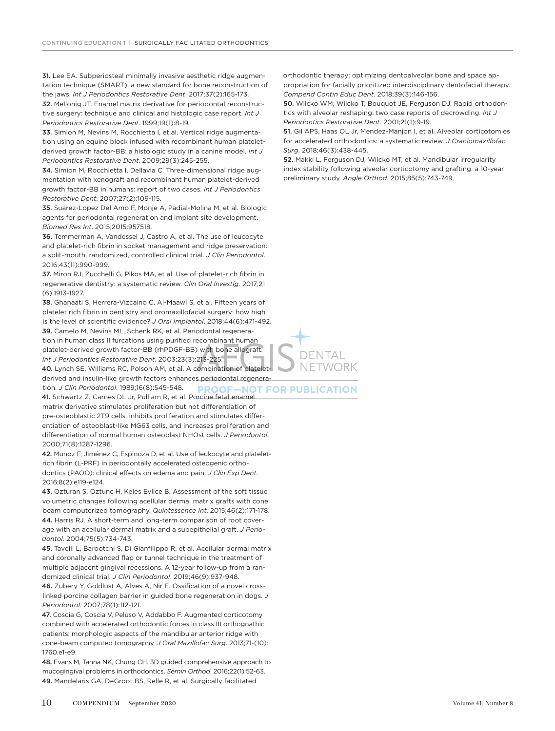31. Lee EA. Subperiosteal minimally invasive aesthetic ridge augmentation technique (SMART): a new standard for bone reconstruction of the jaws. *Int J Periodontics Restorative Dent*. 2017;37(2):165-173.

32. Mellonig JT. Enamel matrix derivative for periodontal reconstructive surgery: technique and clinical and histologic case report. *Int J Periodontics Restorative Dent*. 1999;19(1):8-19.

33. Simion M, Nevins M, Rocchietta I, et al. Vertical ridge augmentation using an equine block infused with recombinant human platelet-derived growth factor-BB: a histologic study in a canine model. *Int J Periodontics Restorative Dent*. 2009;29(3):245-255.

34. Simion M, Rocchietta I, Dellavia C. Three-dimensional ridge augmentation with xenograft and recombinant human platelet-derived growth factor-BB in humans: report of two cases. *Int J Periodontics Restorative Dent*. 2007;27(2):109-115.

35. Suarez-Lopez Del Amo F, Monje A, Padial-Molina M, et al. Biologic agents for periodontal regeneration and implant site development. *Biomed Res Int*. 2015;2015:957518.

36. Temmerman A, Vandessel J, Castro A, et al. The use of leucocyte and platelet-rich fibrin in socket management and ridge preservation: a split-mouth, randomized, controlled clinical trial. *J Clin Periodontol*. 2016;43(11):990-999.

37. Miron RJ, Zucchelli G, Pikos MA, et al. Use of platelet-rich fibrin in regenerative dentistry: a systematic review. *Clin Oral Investig*. 2017;21(6):1913-1927.

38. Ghanaati S, Herrera-Vizcaino C, Al-Maawi S, et al. Fifteen years of platelet rich fibrin in dentistry and oromaxillofacial surgery: how high is the level of scientific evidence? *J Oral Implantol*. 2018;44(6):471-492.

39. Camelo M, Nevins ML, Schenk RK, et al. Periodontal regeneration in human class II furcations using purified recombinant human platelet-derived growth factor-BB (rhPDGF-BB) with bone allograft. *Int J Periodontics Restorative Dent*. 2003;23(3):213-225.

40. Lynch SE, Williams RC, Polson AM, et al. A combination of platelet-derived and insulin-like growth factors enhances periodontal regeneration. *J Clin Periodontol*. 1989;16(8):545-548.

41. Schwartz Z, Carnes DL Jr, Pulliam R, et al. Porcine fetal enamel matrix derivative stimulates proliferation but not differentiation of pre-osteoblastic 2T9 cells, inhibits proliferation and stimulates differentiation of osteoblast-like MG63 cells, and increases proliferation and differentiation of normal human osteoblast NHOst cells. *J Periodontol*. 2000;71(8):1287-1296.

42. Munoz F, Jiménez C, Espinoza D, et al. Use of leukocyte and platelet-rich fibrin (L-PRF) in periodontally accelerated osteogenic orthodontics (PAOO): clinical effects on edema and pain. *J Clin Exp Dent*. 2016;8(2):e119-e124.

43. Ozturan S, Oztunc H, Keles Evlice B. Assessment of the soft tissue volumetric changes following acellular dermal matrix grafts with cone beam computerized tomography. *Quintessence Int*. 2015;46(2):171-178.

44. Harris RJ. A short-term and long-term comparison of root coverage with an acellular dermal matrix and a subepithelial graft. *J Periodontol*. 2004;75(5):734-743.

45. Tavelli L, Barootchi S, Di Gianfilippo R, et al. Acellular dermal matrix and coronally advanced flap or tunnel technique in the treatment of multiple adjacent gingival recessions. A 12-year follow-up from a randomized clinical trial. *J Clin Periodontol*. 2019;46(9):937-948.

46. Zubery Y, Goldlust A, Alves A, Nir E. Ossification of a novel cross-linked porcine collagen barrier in guided bone regeneration in dogs. *J Periodontol*. 2007;78(1):112-121.

47. Coscia G, Coscia V, Peluso V, Addabbo F. Augmented corticotomy combined with accelerated orthodontic forces in class III orthognathic patients: morphologic aspects of the mandibular anterior ridge with cone-beam computed tomography. *J Oral Maxillofac Surg*. 2013;71-(10):1760.e1-e9.

48. Evans M, Tanna NK, Chung CH. 3D guided comprehensive approach to mucogingival problems in orthodontics. *Semin Orthod*. 2016;22(1):52-63.

49. Mandelaris GA, DeGroot BS, Relle R, et al. Surgically facilitated orthodontic therapy: optimizing dentoalveolar bone and space appropriation for facially prioritized interdisciplinary dentofacial therapy. *Compend Contin Educ Dent*. 2018;39(3):146-156.

50. Wilcko WM, Wilcko T, Bouquot JE, Ferguson DJ. Rapid orthodontics with alveolar reshaping: two case reports of decrowding. *Int J Periodontics Restorative Dent*. 2001;21(1):9-19.

51. Gil APS, Haas OL Jr, Mendez-Manjon I, et al. Alveolar corticotomies for accelerated orthodontics: a systematic review. *J Craniomaxillofac Surg*. 2018;46(3):438-445.

52. Makki L, Ferguson DJ, Wilcko MT, et al. Mandibular irregularity index stability following alveolar corticotomy and grafting: a 10-year preliminary study. *Angle Orthod*. 2015;85(5):743-749.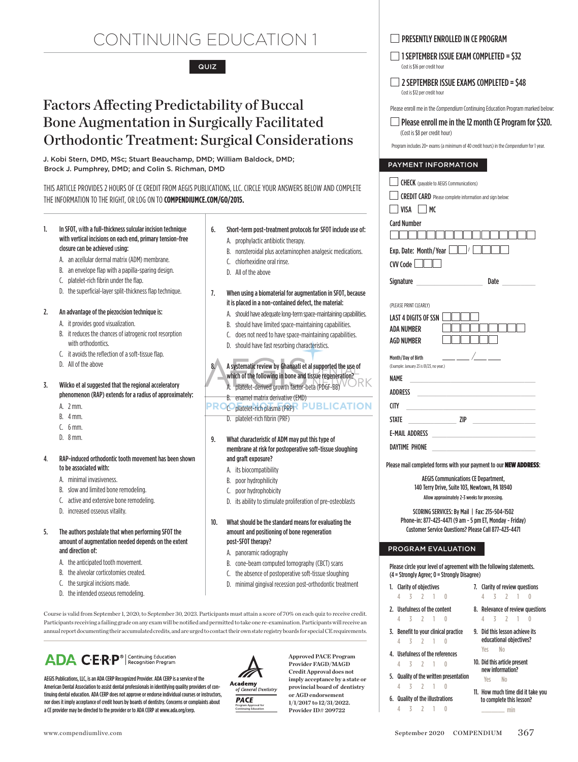# CONTINUING EDUCATION 1

QUIZ

## Factors Affecting Predictability of Buccal Bone Augmentation in Surgically Facilitated Orthodontic Treatment: Surgical Considerations

J. Kobi Stern, DMD, MSc; Stuart Beauchamp, DMD; William Baldock, DMD; Brock J. Pumphrey, DMD; and Colin S. Richman, DMD

THIS ARTICLE PROVIDES 2 HOURS OF CE CREDIT FROM AEGIS PUBLICATIONS, LLC. CIRCLE YOUR ANSWERS BELOW AND COMPLETE THE INFORMATION TO THE RIGHT, OR LOG ON TO **COMPENDIUMCE.COM/GO/2015.**

1. **In SFOT, with a full-thickness sulcular incision technique with vertical incisions on each end, primary tension-free closure can be achieved using:**
   - A. an acellular dermal matrix (ADM) membrane.
   - B. an envelope flap with a papilla-sparing design.
   - C. platelet-rich fibrin under the flap.
   - D. the superficial-layer split-thickness flap technique.

2. **An advantage of the piezocision technique is:**
   - A. it provides good visualization.
   - B. it reduces the chances of iatrogenic root resorption with orthodontics.
   - C. it avoids the reflection of a soft-tissue flap.
   - D. All of the above

3. **Wilcko et al suggested that the regional acceleratory phenomenon (RAP) extends for a radius of approximately:**
   - A. 2 mm.
   - B. 4 mm.
   - C. 6 mm.
   - D. 8 mm.

4. **RAP-induced orthodontic tooth movement has been shown to be associated with:**
   - A. minimal invasiveness.
   - B. slow and limited bone remodeling.
   - C. active and extensive bone remodeling.
   - D. increased osseous vitality.

5. **The authors postulate that when performing SFOT the amount of augmentation needed depends on the extent and direction of:**
   - A. the anticipated tooth movement.
   - B. the alveolar corticotomies created.
   - C. the surgical incisions made.
   - D. the intended osseous remodeling.

6. **Short-term post-treatment protocols for SFOT include use of:**
   - A. prophylactic antibiotic therapy.
   - B. nonsteroidal plus acetaminophen analgesic medications.
   - C. chlorhexidine oral rinse.
   - D. All of the above

7. **When using a biomaterial for augmentation in SFOT, because it is placed in a non-contained defect, the material:**
   - A. should have adequate long-term space-maintaining capabilities.
   - B. should have limited space-maintaining capabilities.
   - C. does not need to have space-maintaining capabilities.
   - D. should have fast resorbing characteristics.

8. **A systematic review by Ghanaati et al supported the use of which of the following in bone and tissue regeneration?**
   - A. platelet-derived growth factor-beta (PDGF-BB)
   - B. enamel matrix derivative (EMD)
   - C. platelet-rich plasma (PRP)
   - D. platelet-rich fibrin (PRF)

9. **What characteristic of ADM may put this type of membrane at risk for postoperative soft-tissue sloughing and graft exposure?**
   - A. its biocompatibility
   - B. poor hydrophilicity
   - C. poor hydrophobicity
   - D. its ability to stimulate proliferation of pre-osteoblasts

10. **What should be the standard means for evaluating the amount and positioning of bone regeneration post-SFOT therapy?**
    - A. panoramic radiography
    - B. cone-beam computed tomography (CBCT) scans
    - C. the absence of postoperative soft-tissue sloughing
    - D. minimal gingival recession post-orthodontic treatment

Course is valid from September 1, 2020, to September 30, 2023. Participants must attain a score of 70% on each quiz to receive credit. Participants receiving a failing grade on any exam will be notified and permitted to take one re-examination. Participants will receive an annual report documenting their accumulated credits, and are urged to contact their own state registry boards for special CE requirements.

ADA C·E·R·P® Continuing Education Recognition Program

AEGIS Publications, LLC, is an ADA CERP Recognized Provider. ADA CERP is a service of the American Dental Association to assist dental professionals in identifying quality providers of continuing dental education. ADA CERP does not approve or endorse individual courses or instructors, nor does it imply acceptance of credit hours by boards of dentistry. Concerns or complaints about a CE provider may be directed to the provider or to ADA CERP at www.ada.org/cerp.

Academy of General Dentistry PACE Program Approval for Continuing Education

Approved PACE Program Provider FAGD/MAGD Credit Approval does not imply acceptance by a state or provincial board of dentistry or AGD endorsement 1/1/2017 to 12/31/2022. Provider ID# 209722

---

☐ **PRESENTLY ENROLLED IN CE PROGRAM**

☐ **1 SEPTEMBER ISSUE EXAM COMPLETED = $32**
Cost is $16 per credit hour

☐ **2 SEPTEMBER ISSUE EXAMS COMPLETED = $48**
Cost is $12 per credit hour

Please enroll me in the *Compendium* Continuing Education Program marked below:

☐ **Please enroll me in the 12 month CE Program for $320.**
(Cost is $8 per credit hour)

Program includes 20+ exams (a minimum of 40 credit hours) in the *Compendium* for 1 year.

### PAYMENT INFORMATION

☐ **CHECK** (payable to AEGIS Communications)

☐ **CREDIT CARD** Please complete information and sign below:

☐ **VISA** ☐ **MC**

Card Number

Exp. Date: Month/Year

CVV Code

Signature ____________ Date ________

(PLEASE PRINT CLEARLY)

LAST 4 DIGITS OF SSN

ADA NUMBER

AGD NUMBER

Month/Day of Birth ___ ___ / ___ ___
(Example: January 23 is 01/23, no year.)

NAME

ADDRESS

CITY

STATE ________ ZIP ________

E-MAIL ADDRESS

DAYTIME PHONE

Please mail completed forms with your payment to our **NEW ADDRESS**:

AEGIS Communications CE Department,
140 Terry Drive, Suite 103, Newtown, PA 18940
Allow approximately 2-3 weeks for processing.

SCORING SERVICES: By Mail | Fax: 215-504-1502
Phone-in: 877-423-4471 (9 am - 5 pm ET, Monday - Friday)
Customer Service Questions? Please Call 877-423-4471

### PROGRAM EVALUATION

Please circle your level of agreement with the following statements.
(4 = Strongly Agree; 0 = Strongly Disagree)

1. Clarity of objectives — 4 3 2 1 0
2. Usefulness of the content — 4 3 2 1 0
3. Benefit to your clinical practice — 4 3 2 1 0
4. Usefulness of the references — 4 3 2 1 0
5. Quality of the written presentation — 4 3 2 1 0
6. Quality of the illustrations — 4 3 2 1 0
7. Clarity of review questions — 4 3 2 1 0
8. Relevance of review questions — 4 3 2 1 0
9. Did this lesson achieve its educational objectives? — Yes No
10. Did this article present new information? — Yes No
11. How much time did it take you to complete this lesson? ________ min